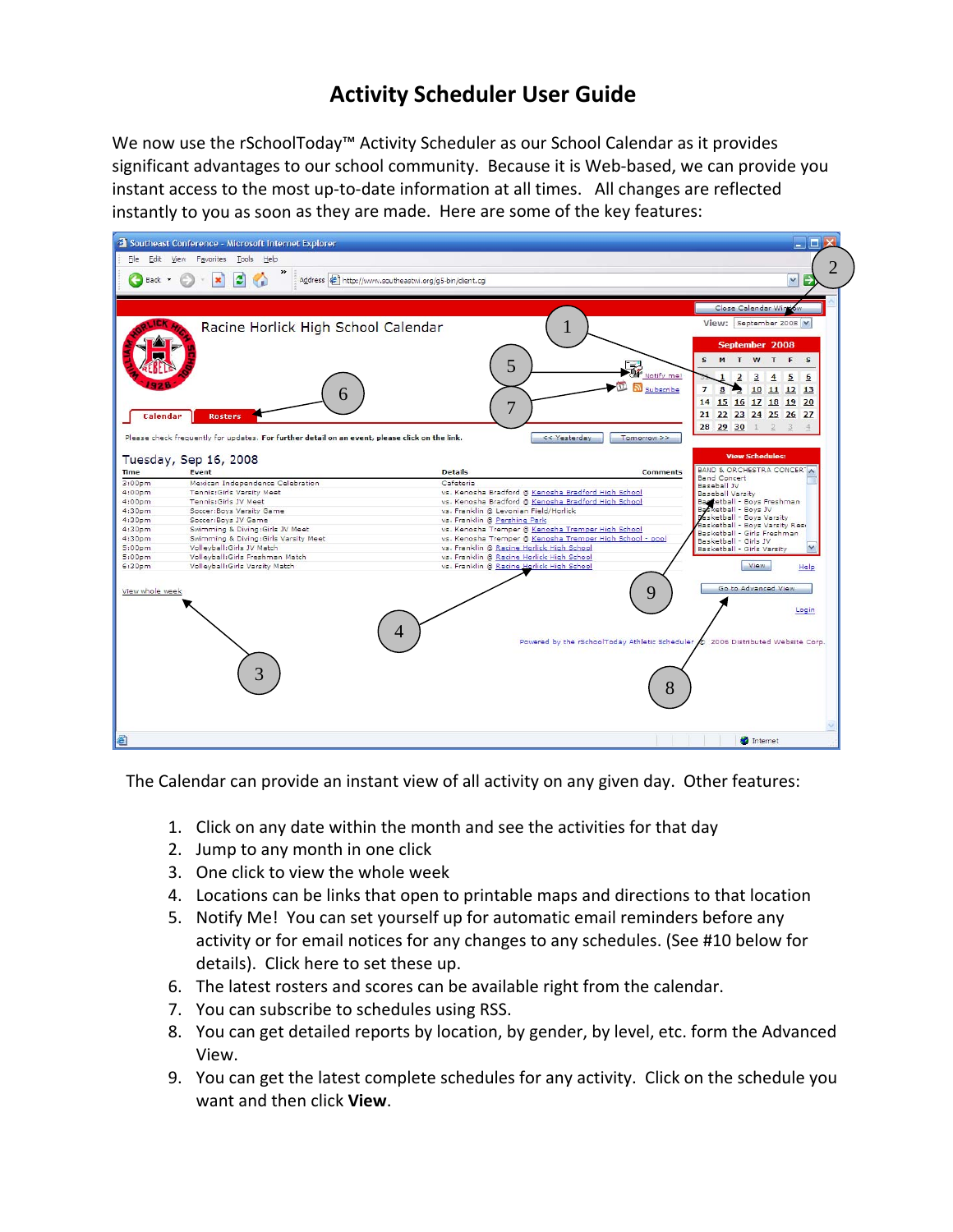# Activity Scheduler User Guide

We now use the rSchoolToday™ Activity Scheduler as our School Calendar as it provides significant advantages to our school community. Because it is Web-based, we can provide you instant access to the most up-to-date information at all times. All changes are reflected instantly to you as soon as they are made. Here are some of the key features:

The Calendar can provide an instant view of all activity on any given day. Other features:

1. Click on any date within the month and see the activities for that day
2. Jump to any month in one click
3. One click to view the whole week
4. Locations can be links that open to printable maps and directions to that location
5. Notify Me! You can set yourself up for automatic email reminders before any activity or for email notices for any changes to any schedules. (See #10 below for details). Click here to set these up.
6. The latest rosters and scores can be available right from the calendar.
7. You can subscribe to schedules using RSS.
8. You can get detailed reports by location, by gender, by level, etc. form the Advanced View.
9. You can get the latest complete schedules for any activity. Click on the schedule you want and then click **View**.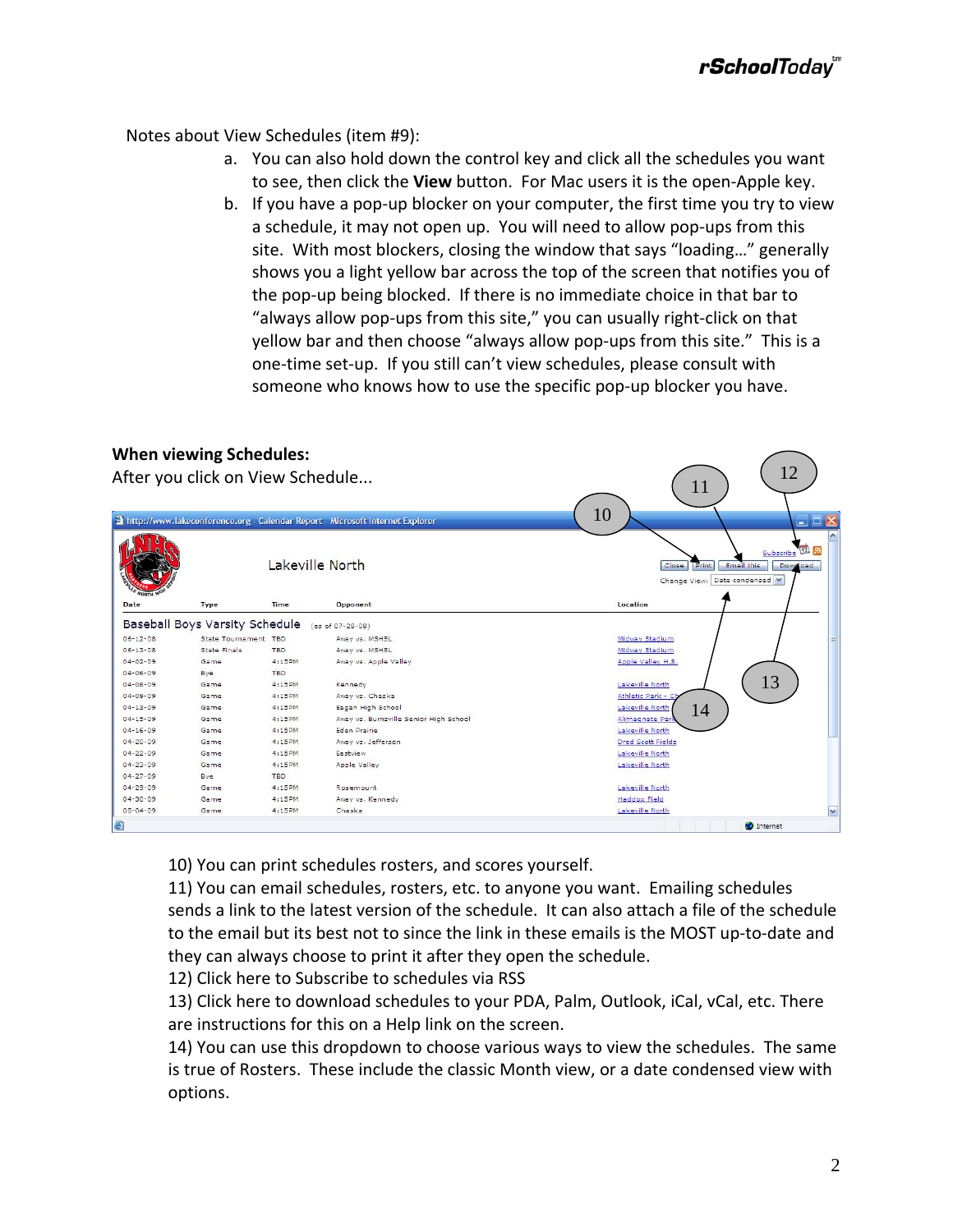Notes about View Schedules (item #9):

a. You can also hold down the control key and click all the schedules you want to see, then click the **View** button. For Mac users it is the open-Apple key.
b. If you have a pop-up blocker on your computer, the first time you try to view a schedule, it may not open up. You will need to allow pop-ups from this site. With most blockers, closing the window that says “loading…” generally shows you a light yellow bar across the top of the screen that notifies you of the pop-up being blocked. If there is no immediate choice in that bar to “always allow pop-ups from this site,” you can usually right-click on that yellow bar and then choose “always allow pop-ups from this site.” This is a one-time set-up. If you still can’t view schedules, please consult with someone who knows how to use the specific pop-up blocker you have.

**When viewing Schedules:**

After you click on View Schedule...

10) You can print schedules rosters, and scores yourself.
11) You can email schedules, rosters, etc. to anyone you want. Emailing schedules sends a link to the latest version of the schedule. It can also attach a file of the schedule to the email but its best not to since the link in these emails is the MOST up-to-date and they can always choose to print it after they open the schedule.
12) Click here to Subscribe to schedules via RSS
13) Click here to download schedules to your PDA, Palm, Outlook, iCal, vCal, etc. There are instructions for this on a Help link on the screen.
14) You can use this dropdown to choose various ways to view the schedules. The same is true of Rosters. These include the classic Month view, or a date condensed view with options.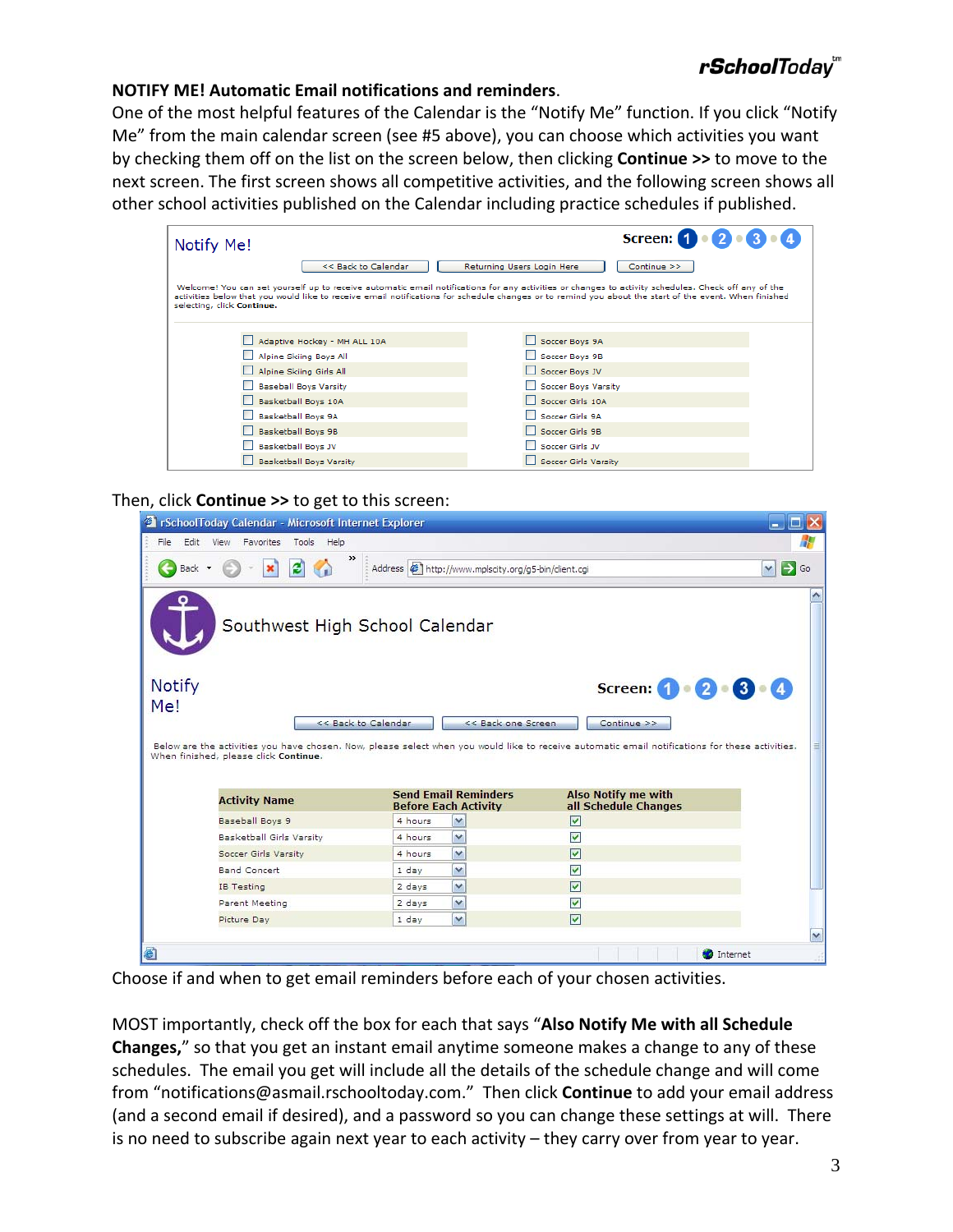**NOTIFY ME! Automatic Email notifications and reminders**.

One of the most helpful features of the Calendar is the "Notify Me" function. If you click "Notify Me" from the main calendar screen (see #5 above), you can choose which activities you want by checking them off on the list on the screen below, then clicking **Continue >>** to move to the next screen. The first screen shows all competitive activities, and the following screen shows all other school activities published on the Calendar including practice schedules if published.

Notify Me!

Screen: 1 • 2 • 3 • 4

<< Back to Calendar | Returning Users Login Here | Continue >>

Welcome! You can set yourself up to receive automatic email notifications for any activities or changes to activity schedules. Check off any of the activities below that you would like to receive email notifications for schedule changes or to remind you about the start of the event. When finished selecting, click **Continue**.

- ☐ Adaptive Hockey - MH ALL 10A
- ☐ Alpine Skiing Boys All
- ☐ Alpine Skiing Girls All
- ☐ Baseball Boys Varsity
- ☐ Basketball Boys 10A
- ☐ Basketball Boys 9A
- ☐ Basketball Boys 9B
- ☐ Basketball Boys JV
- ☐ Basketball Boys Varsity
- ☐ Soccer Boys 9A
- ☐ Soccer Boys 9B
- ☐ Soccer Boys JV
- ☐ Soccer Boys Varsity
- ☐ Soccer Girls 10A
- ☐ Soccer Girls 9A
- ☐ Soccer Girls 9B
- ☐ Soccer Girls JV
- ☐ Soccer Girls Varsity

Then, click **Continue >>** to get to this screen:

rSchoolToday Calendar - Microsoft Internet Explorer

Address: http://www.mplscity.org/g5-bin/client.cgi

Southwest High School Calendar

Notify Me!

Screen: 1 • 2 • 3 • 4

<< Back to Calendar | << Back one Screen | Continue >>

Below are the activities you have chosen. Now, please select when you would like to receive automatic email notifications for these activities. When finished, please click **Continue**.

| Activity Name | Send Email Reminders Before Each Activity | Also Notify me with all Schedule Changes |
|---|---|---|
| Baseball Boys 9 | 4 hours | ☑ |
| Basketball Girls Varsity | 4 hours | ☑ |
| Soccer Girls Varsity | 4 hours | ☑ |
| Band Concert | 1 day | ☑ |
| IB Testing | 2 days | ☑ |
| Parent Meeting | 2 days | ☑ |
| Picture Day | 1 day | ☑ |

Choose if and when to get email reminders before each of your chosen activities.

MOST importantly, check off the box for each that says "**Also Notify Me with all Schedule Changes,**" so that you get an instant email anytime someone makes a change to any of these schedules. The email you get will include all the details of the schedule change and will come from "notifications@asmail.rschooltoday.com." Then click **Continue** to add your email address (and a second email if desired), and a password so you can change these settings at will. There is no need to subscribe again next year to each activity – they carry over from year to year.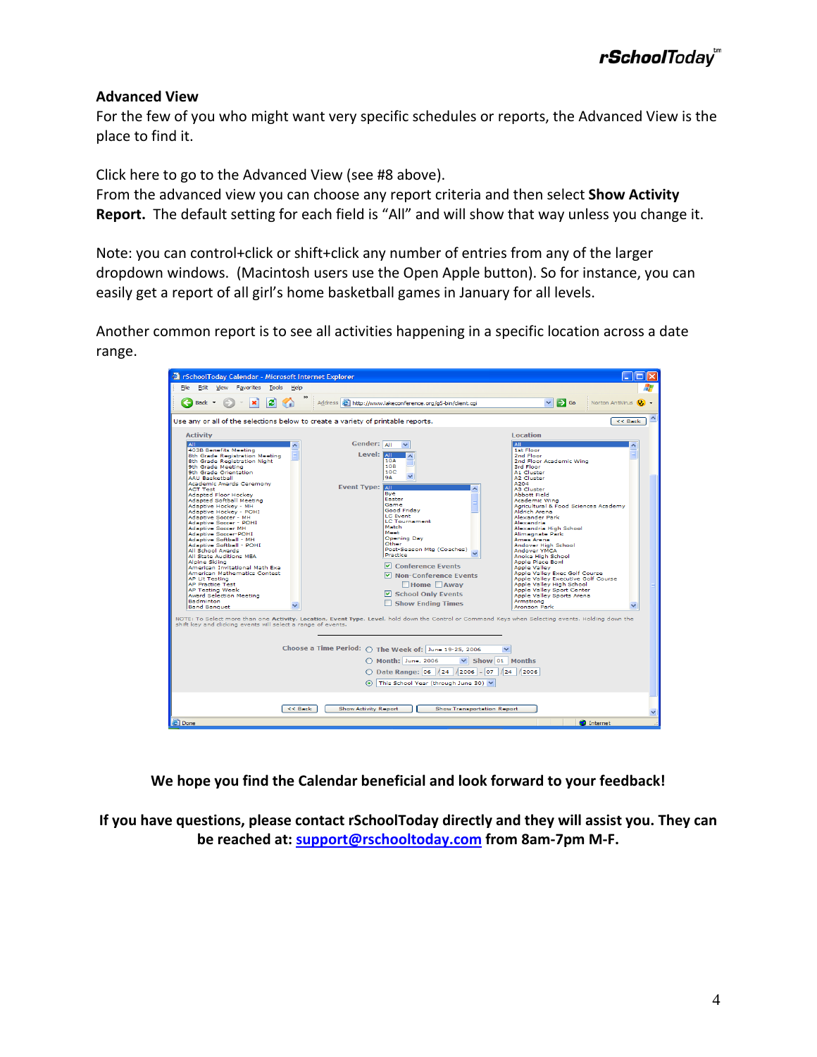### Advanced View

For the few of you who might want very specific schedules or reports, the Advanced View is the place to find it.

Click here to go to the Advanced View (see #8 above).
From the advanced view you can choose any report criteria and then select **Show Activity Report.** The default setting for each field is "All" and will show that way unless you change it.

Note: you can control+click or shift+click any number of entries from any of the larger dropdown windows. (Macintosh users use the Open Apple button). So for instance, you can easily get a report of all girl's home basketball games in January for all levels.

Another common report is to see all activities happening in a specific location across a date range.

**We hope you find the Calendar beneficial and look forward to your feedback!**

**If you have questions, please contact rSchoolToday directly and they will assist you. They can be reached at: [support@rschooltoday.com](mailto:support@rschooltoday.com) from 8am-7pm M-F.**